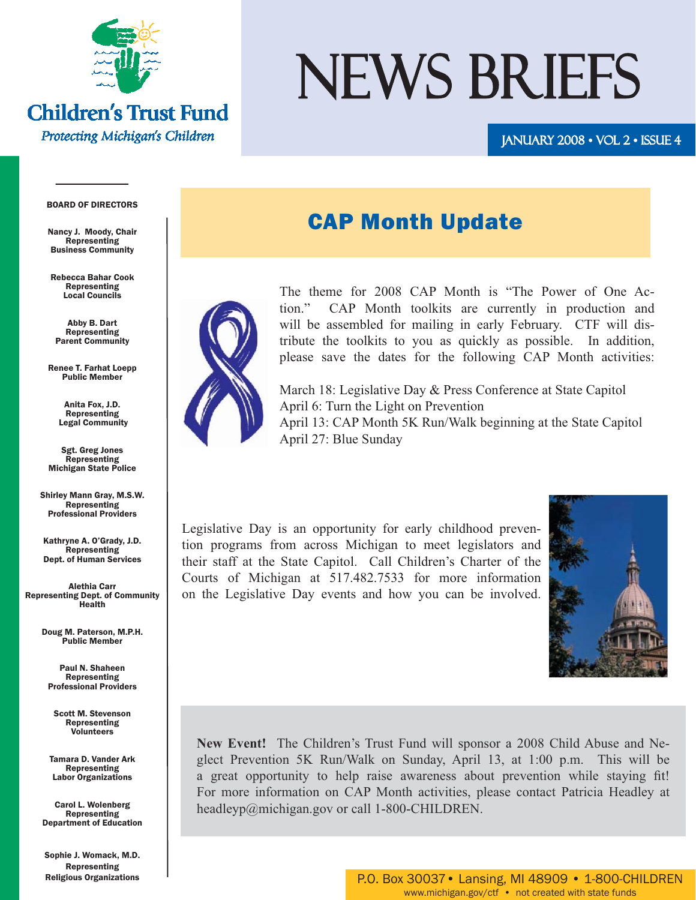**Children's Trust Fund**

*Protecting Michigan's Children*

# NEWS BRIEFS

JANUARY 2008 • VOL 2 • ISSUE 4

**BOARD OF DIRECTORS**

**Nancy J. Moody, Chair**
Representing
Business Community

**Rebecca Bahar Cook**
Representing
Local Councils

**Abby B. Dart**
Representing
Parent Community

**Renee T. Farhat Loepp**
Public Member

**Anita Fox, J.D.**
Representing
Legal Community

**Sgt. Greg Jones**
Representing
Michigan State Police

**Shirley Mann Gray, M.S.W.**
Representing
Professional Providers

**Kathryne A. O'Grady, J.D.**
Representing
Dept. of Human Services

**Alethia Carr**
Representing Dept. of Community Health

**Doug M. Paterson, M.P.H.**
Public Member

**Paul N. Shaheen**
Representing
Professional Providers

**Scott M. Stevenson**
Representing
Volunteers

**Tamara D. Vander Ark**
Representing
Labor Organizations

**Carol L. Wolenberg**
Representing
Department of Education

**Sophie J. Womack, M.D.**
Representing
Religious Organizations

## CAP Month Update

The theme for 2008 CAP Month is "The Power of One Action." CAP Month toolkits are currently in production and will be assembled for mailing in early February. CTF will distribute the toolkits to you as quickly as possible. In addition, please save the dates for the following CAP Month activities:

March 18: Legislative Day & Press Conference at State Capitol
April 6: Turn the Light on Prevention
April 13: CAP Month 5K Run/Walk beginning at the State Capitol
April 27: Blue Sunday

Legislative Day is an opportunity for early childhood prevention programs from across Michigan to meet legislators and their staff at the State Capitol. Call Children's Charter of the Courts of Michigan at 517.482.7533 for more information on the Legislative Day events and how you can be involved.

**New Event!** The Children's Trust Fund will sponsor a 2008 Child Abuse and Neglect Prevention 5K Run/Walk on Sunday, April 13, at 1:00 p.m. This will be a great opportunity to help raise awareness about prevention while staying fit! For more information on CAP Month activities, please contact Patricia Headley at headleyp@michigan.gov or call 1-800-CHILDREN.

P.O. Box 30037 • Lansing, MI 48909 • 1-800-CHILDREN
www.michigan.gov/ctf • not created with state funds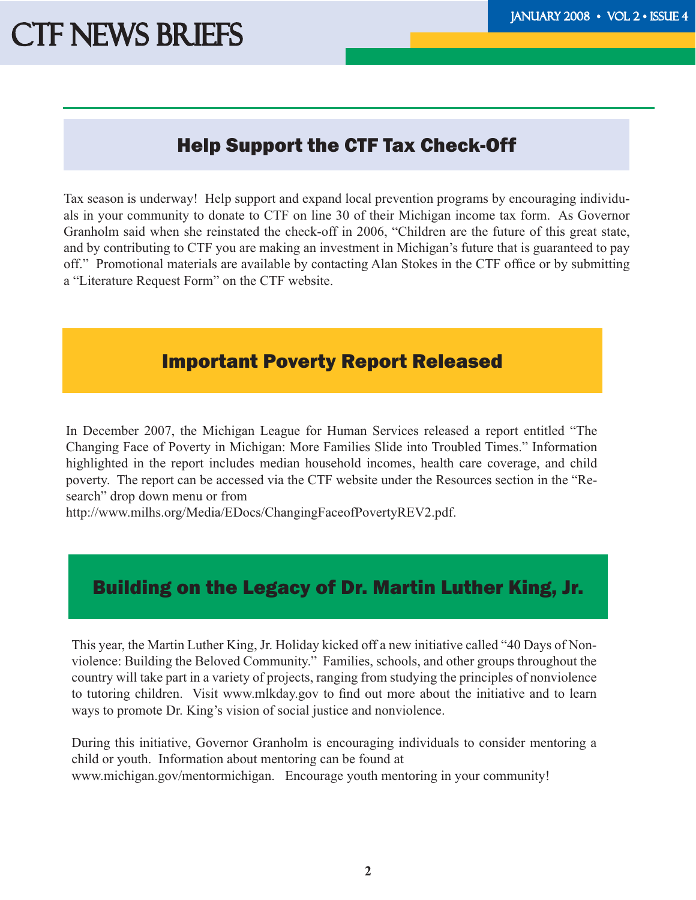## Help Support the CTF Tax Check-Off

Tax season is underway! Help support and expand local prevention programs by encouraging individuals in your community to donate to CTF on line 30 of their Michigan income tax form. As Governor Granholm said when she reinstated the check-off in 2006, "Children are the future of this great state, and by contributing to CTF you are making an investment in Michigan's future that is guaranteed to pay off." Promotional materials are available by contacting Alan Stokes in the CTF office or by submitting a "Literature Request Form" on the CTF website.

## Important Poverty Report Released

In December 2007, the Michigan League for Human Services released a report entitled "The Changing Face of Poverty in Michigan: More Families Slide into Troubled Times." Information highlighted in the report includes median household incomes, health care coverage, and child poverty. The report can be accessed via the CTF website under the Resources section in the "Research" drop down menu or from http://www.milhs.org/Media/EDocs/ChangingFaceofPovertyREV2.pdf.

## Building on the Legacy of Dr. Martin Luther King, Jr.

This year, the Martin Luther King, Jr. Holiday kicked off a new initiative called "40 Days of Nonviolence: Building the Beloved Community." Families, schools, and other groups throughout the country will take part in a variety of projects, ranging from studying the principles of nonviolence to tutoring children. Visit www.mlkday.gov to find out more about the initiative and to learn ways to promote Dr. King's vision of social justice and nonviolence.

During this initiative, Governor Granholm is encouraging individuals to consider mentoring a child or youth. Information about mentoring can be found at www.michigan.gov/mentormichigan. Encourage youth mentoring in your community!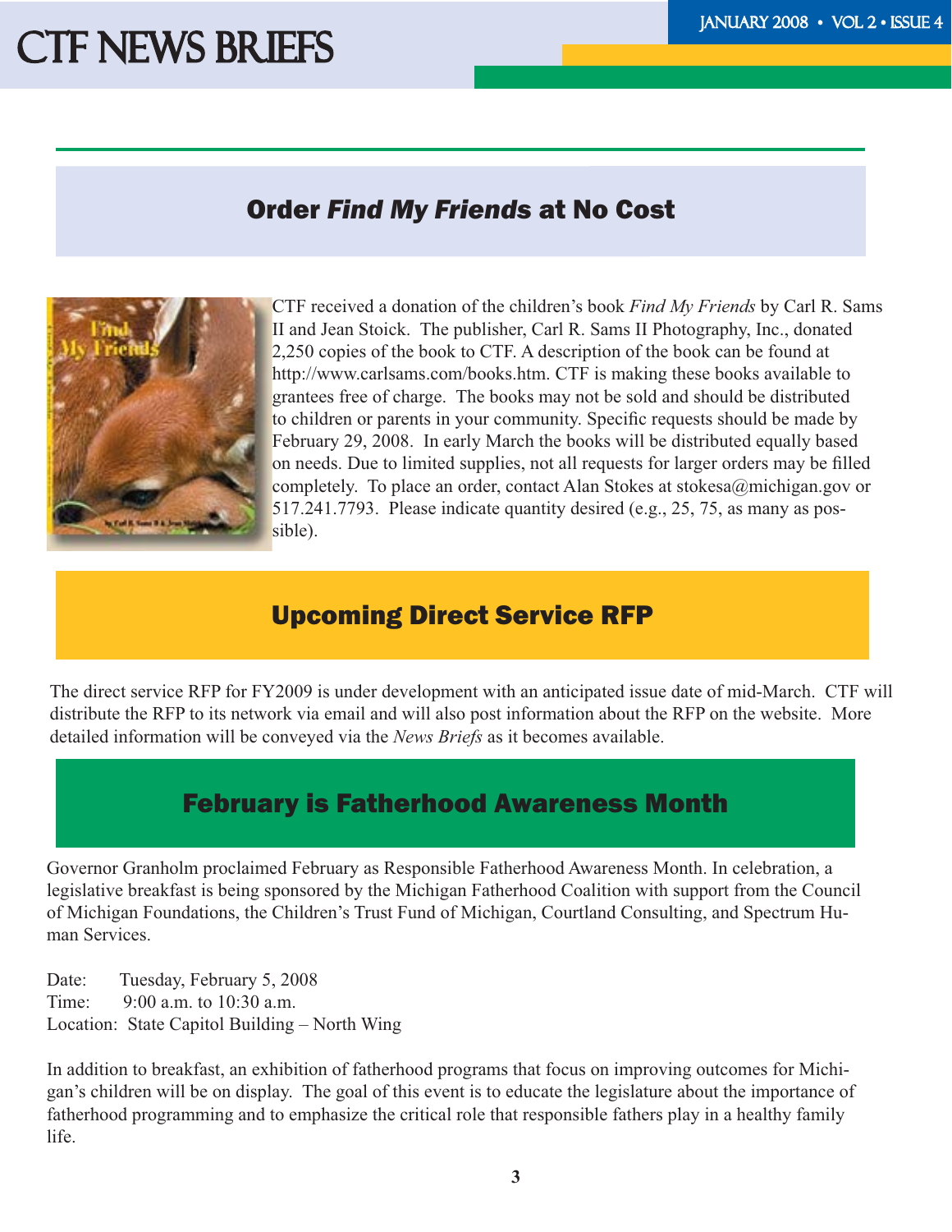## Order *Find My Friends* at No Cost

CTF received a donation of the children's book *Find My Friends* by Carl R. Sams II and Jean Stoick. The publisher, Carl R. Sams II Photography, Inc., donated 2,250 copies of the book to CTF. A description of the book can be found at http://www.carlsams.com/books.htm. CTF is making these books available to grantees free of charge. The books may not be sold and should be distributed to children or parents in your community. Specific requests should be made by February 29, 2008. In early March the books will be distributed equally based on needs. Due to limited supplies, not all requests for larger orders may be filled completely. To place an order, contact Alan Stokes at stokesa@michigan.gov or 517.241.7793. Please indicate quantity desired (e.g., 25, 75, as many as possible).

## Upcoming Direct Service RFP

The direct service RFP for FY2009 is under development with an anticipated issue date of mid-March. CTF will distribute the RFP to its network via email and will also post information about the RFP on the website. More detailed information will be conveyed via the *News Briefs* as it becomes available.

## February is Fatherhood Awareness Month

Governor Granholm proclaimed February as Responsible Fatherhood Awareness Month. In celebration, a legislative breakfast is being sponsored by the Michigan Fatherhood Coalition with support from the Council of Michigan Foundations, the Children's Trust Fund of Michigan, Courtland Consulting, and Spectrum Human Services.

Date: Tuesday, February 5, 2008
Time: 9:00 a.m. to 10:30 a.m.
Location: State Capitol Building – North Wing

In addition to breakfast, an exhibition of fatherhood programs that focus on improving outcomes for Michigan's children will be on display. The goal of this event is to educate the legislature about the importance of fatherhood programming and to emphasize the critical role that responsible fathers play in a healthy family life.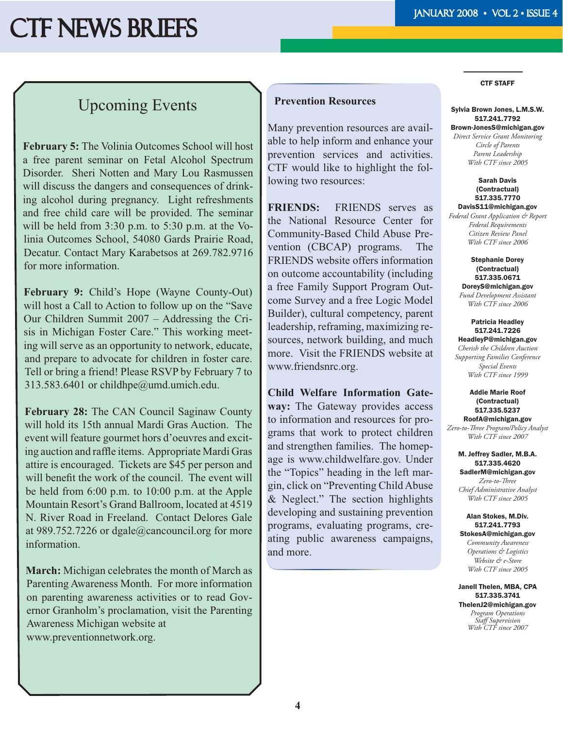## Upcoming Events

**February 5:** The Volinia Outcomes School will host a free parent seminar on Fetal Alcohol Spectrum Disorder. Sheri Notten and Mary Lou Rasmussen will discuss the dangers and consequences of drinking alcohol during pregnancy. Light refreshments and free child care will be provided. The seminar will be held from 3:30 p.m. to 5:30 p.m. at the Volinia Outcomes School, 54080 Gards Prairie Road, Decatur. Contact Mary Karabetsos at 269.782.9716 for more information.

**February 9:** Child's Hope (Wayne County-Out) will host a Call to Action to follow up on the "Save Our Children Summit 2007 – Addressing the Crisis in Michigan Foster Care." This working meeting will serve as an opportunity to network, educate, and prepare to advocate for children in foster care. Tell or bring a friend! Please RSVP by February 7 to 313.583.6401 or childhpe@umd.umich.edu.

**February 28:** The CAN Council Saginaw County will hold its 15th annual Mardi Gras Auction. The event will feature gourmet hors d'oeuvres and exciting auction and raffle items. Appropriate Mardi Gras attire is encouraged. Tickets are $45 per person and will benefit the work of the council. The event will be held from 6:00 p.m. to 10:00 p.m. at the Apple Mountain Resort's Grand Ballroom, located at 4519 N. River Road in Freeland. Contact Delores Gale at 989.752.7226 or dgale@cancouncil.org for more information.

**March:** Michigan celebrates the month of March as Parenting Awareness Month. For more information on parenting awareness activities or to read Governor Granholm's proclamation, visit the Parenting Awareness Michigan website at www.preventionnetwork.org.

## Prevention Resources

Many prevention resources are available to help inform and enhance your prevention services and activities. CTF would like to highlight the following two resources:

**FRIENDS:** FRIENDS serves as the National Resource Center for Community-Based Child Abuse Prevention (CBCAP) programs. The FRIENDS website offers information on outcome accountability (including a free Family Support Program Outcome Survey and a free Logic Model Builder), cultural competency, parent leadership, reframing, maximizing resources, network building, and much more. Visit the FRIENDS website at www.friendsnrc.org.

**Child Welfare Information Gateway:** The Gateway provides access to information and resources for programs that work to protect children and strengthen families. The homepage is www.childwelfare.gov. Under the "Topics" heading in the left margin, click on "Preventing Child Abuse & Neglect." The section highlights developing and sustaining prevention programs, evaluating programs, creating public awareness campaigns, and more.

## CTF STAFF

**Sylvia Brown Jones, L.M.S.W.**
**517.241.7792**
**Brown-JonesS@michigan.gov**
*Direct Service Grant Monitoring*
*Circle of Parents*
*Parent Leadership*
*With CTF since 2005*

**Sarah Davis**
**(Contractual)**
**517.335.7770**
**DavisS11@michigan.gov**
*Federal Grant Application & Report*
*Federal Requirements*
*Citizen Review Panel*
*With CTF since 2006*

**Stephanie Dorey**
**(Contractual)**
**517.335.0671**
**DoreyS@michigan.gov**
*Fund Development Assistant*
*With CTF since 2006*

**Patricia Headley**
**517.241.7226**
**HeadleyP@michigan.gov**
*Cherish the Children Auction*
*Supporting Families Conference*
*Special Events*
*With CTF since 1999*

**Addie Marie Roof**
**(Contractual)**
**517.335.5237**
**RoofA@michigan.gov**
*Zero-to-Three Program/Policy Analyst*
*With CTF since 2007*

**M. Jeffrey Sadler, M.B.A.**
**517.335.4620**
**SadlerM@michigan.gov**
*Zero-to-Three*
*Chief Administrative Analyst*
*With CTF since 2005*

**Alan Stokes, M.Div.**
**517.241.7793**
**StokesA@michigan.gov**
*Community Awareness*
*Operations & Logistics*
*Website & e-Store*
*With CTF since 2005*

**Janell Thelen, MBA, CPA**
**517.335.3741**
**ThelenJ2@michigan.gov**
*Program Operations*
*Staff Supervision*
*With CTF since 2007*